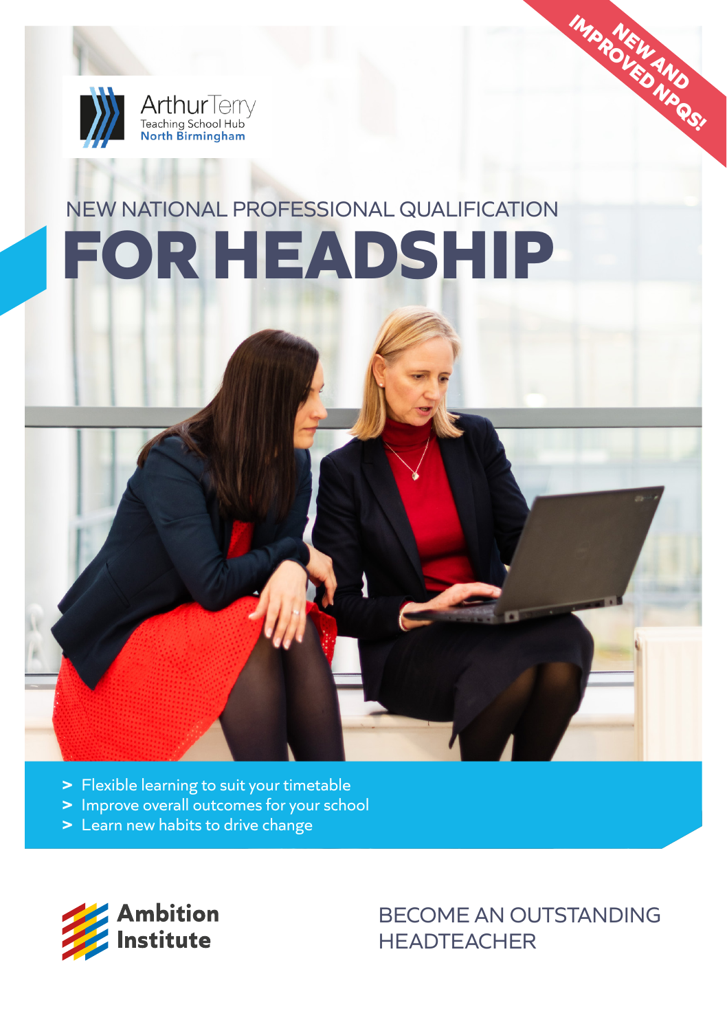Arthur Terry
Teaching School Hub
North Birmingham

NEW AND IMPROVED NPQS!

NEW NATIONAL PROFESSIONAL QUALIFICATION

# FOR HEADSHIP

- > Flexible learning to suit your timetable
- > Improve overall outcomes for your school
- > Learn new habits to drive change

Ambition Institute

BECOME AN OUTSTANDING HEADTEACHER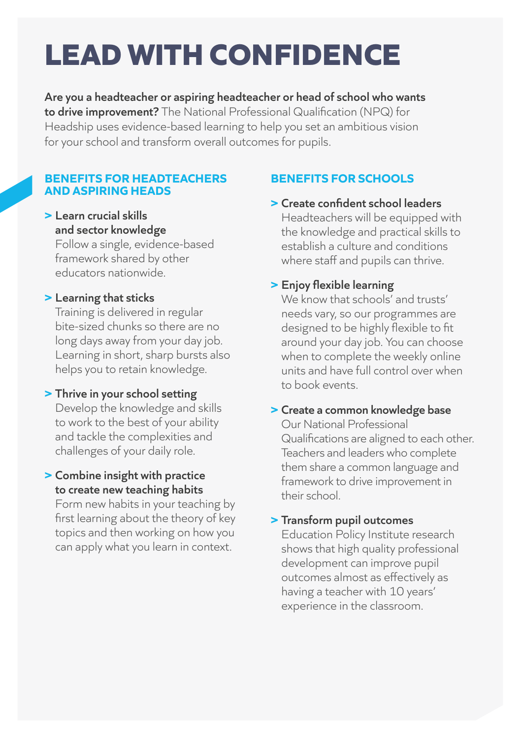# LEAD WITH CONFIDENCE

**Are you a headteacher or aspiring headteacher or head of school who wants to drive improvement?** The National Professional Qualification (NPQ) for Headship uses evidence-based learning to help you set an ambitious vision for your school and transform overall outcomes for pupils.

## BENEFITS FOR HEADTEACHERS AND ASPIRING HEADS

**> Learn crucial skills and sector knowledge**
Follow a single, evidence-based framework shared by other educators nationwide.

**> Learning that sticks**
Training is delivered in regular bite-sized chunks so there are no long days away from your day job. Learning in short, sharp bursts also helps you to retain knowledge.

**> Thrive in your school setting**
Develop the knowledge and skills to work to the best of your ability and tackle the complexities and challenges of your daily role.

**> Combine insight with practice to create new teaching habits**
Form new habits in your teaching by first learning about the theory of key topics and then working on how you can apply what you learn in context.

## BENEFITS FOR SCHOOLS

**> Create confident school leaders**
Headteachers will be equipped with the knowledge and practical skills to establish a culture and conditions where staff and pupils can thrive.

**> Enjoy flexible learning**
We know that schools' and trusts' needs vary, so our programmes are designed to be highly flexible to fit around your day job. You can choose when to complete the weekly online units and have full control over when to book events.

**> Create a common knowledge base**
Our National Professional Qualifications are aligned to each other. Teachers and leaders who complete them share a common language and framework to drive improvement in their school.

**> Transform pupil outcomes**
Education Policy Institute research shows that high quality professional development can improve pupil outcomes almost as effectively as having a teacher with 10 years' experience in the classroom.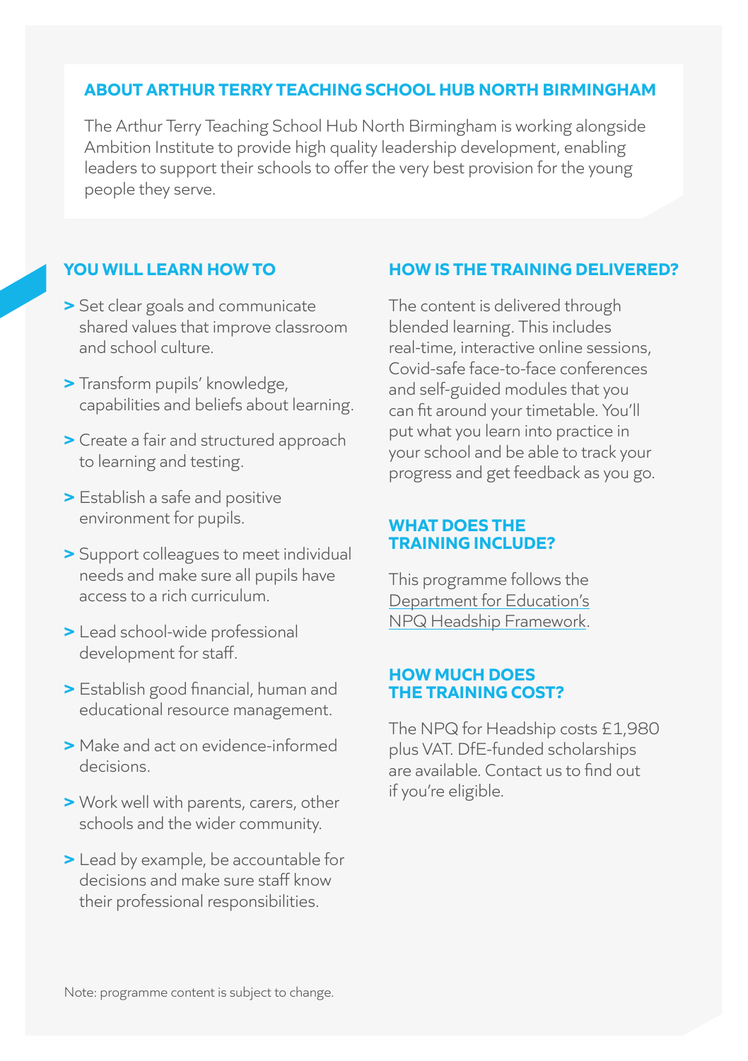## ABOUT ARTHUR TERRY TEACHING SCHOOL HUB NORTH BIRMINGHAM

The Arthur Terry Teaching School Hub North Birmingham is working alongside Ambition Institute to provide high quality leadership development, enabling leaders to support their schools to offer the very best provision for the young people they serve.

## YOU WILL LEARN HOW TO

> Set clear goals and communicate shared values that improve classroom and school culture.

> Transform pupils' knowledge, capabilities and beliefs about learning.

> Create a fair and structured approach to learning and testing.

> Establish a safe and positive environment for pupils.

> Support colleagues to meet individual needs and make sure all pupils have access to a rich curriculum.

> Lead school-wide professional development for staff.

> Establish good financial, human and educational resource management.

> Make and act on evidence-informed decisions.

> Work well with parents, carers, other schools and the wider community.

> Lead by example, be accountable for decisions and make sure staff know their professional responsibilities.

## HOW IS THE TRAINING DELIVERED?

The content is delivered through blended learning. This includes real-time, interactive online sessions, Covid-safe face-to-face conferences and self-guided modules that you can fit around your timetable. You'll put what you learn into practice in your school and be able to track your progress and get feedback as you go.

## WHAT DOES THE TRAINING INCLUDE?

This programme follows the Department for Education's NPQ Headship Framework.

## HOW MUCH DOES THE TRAINING COST?

The NPQ for Headship costs £1,980 plus VAT. DfE-funded scholarships are available. Contact us to find out if you're eligible.

Note: programme content is subject to change.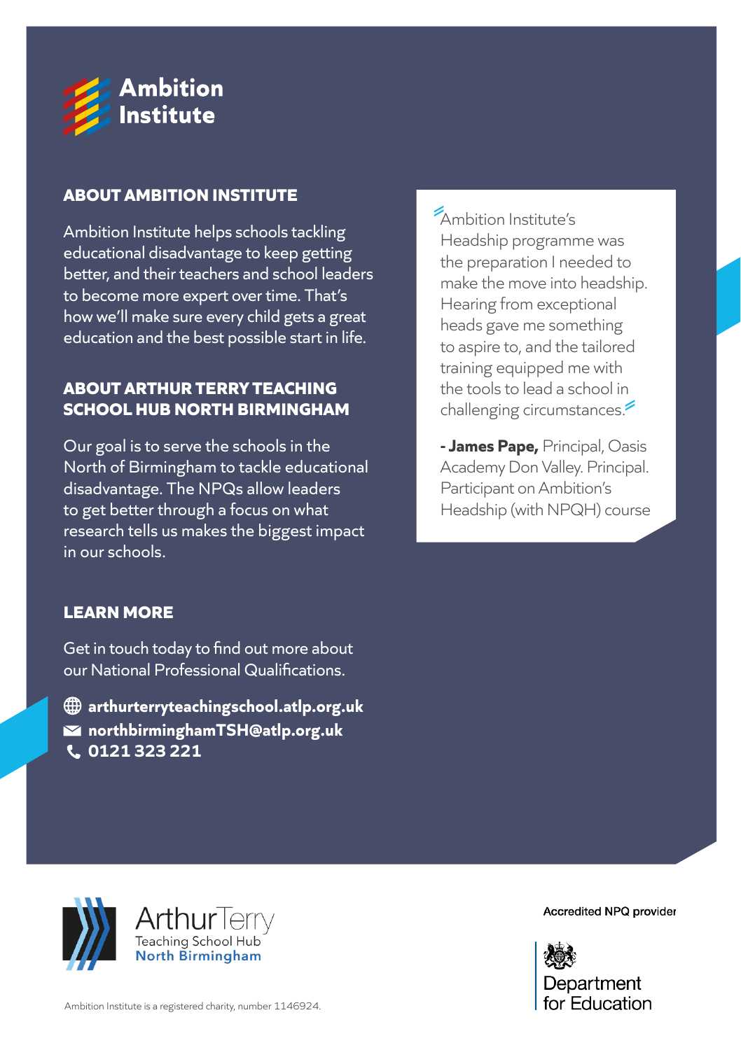Ambition Institute

## ABOUT AMBITION INSTITUTE

Ambition Institute helps schools tackling educational disadvantage to keep getting better, and their teachers and school leaders to become more expert over time. That's how we'll make sure every child gets a great education and the best possible start in life.

## ABOUT ARTHUR TERRY TEACHING SCHOOL HUB NORTH BIRMINGHAM

Our goal is to serve the schools in the North of Birmingham to tackle educational disadvantage. The NPQs allow leaders to get better through a focus on what research tells us makes the biggest impact in our schools.

> Ambition Institute's Headship programme was the preparation I needed to make the move into headship. Hearing from exceptional heads gave me something to aspire to, and the tailored training equipped me with the tools to lead a school in challenging circumstances.
>
> - **James Pape,** Principal, Oasis Academy Don Valley. Principal. Participant on Ambition's Headship (with NPQH) course

## LEARN MORE

Get in touch today to find out more about our National Professional Qualifications.

**arthurterryteachingschool.atlp.org.uk**
**northbirminghamTSH@atlp.org.uk**
**0121 323 221**

Arthur Terry Teaching School Hub North Birmingham

Accredited NPQ provider

Department for Education

Ambition Institute is a registered charity, number 1146924.